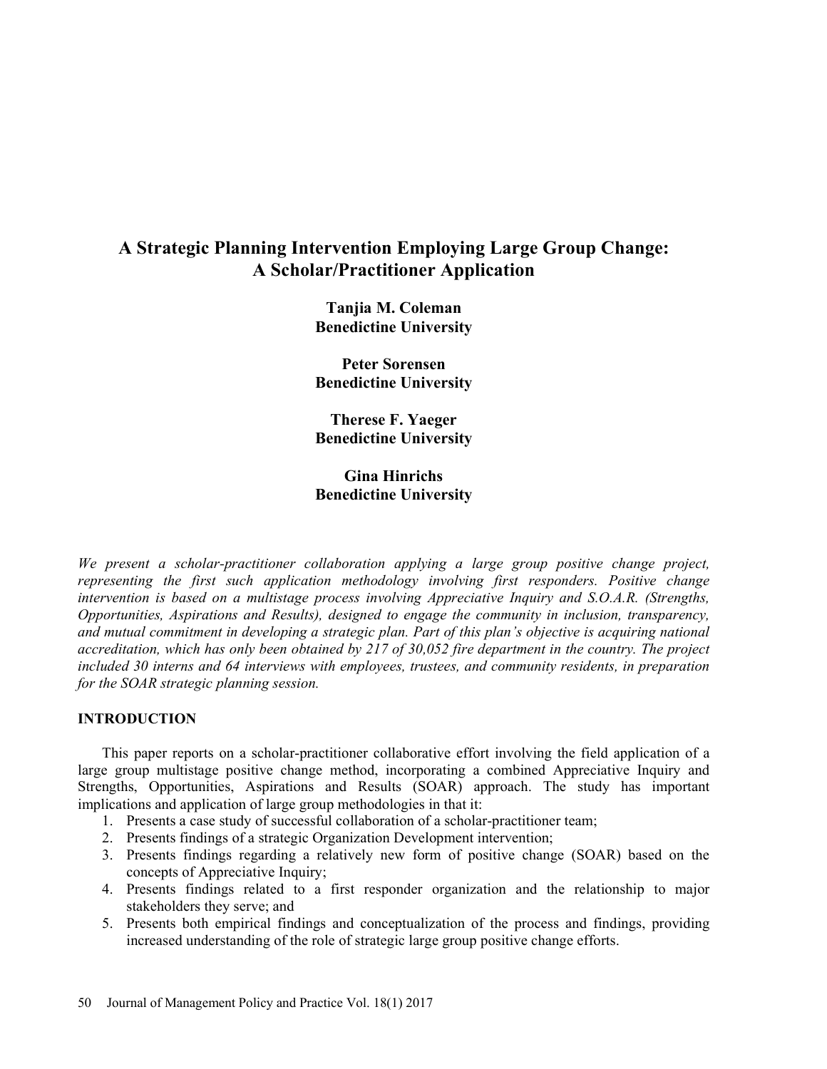# A Strategic Planning Intervention Employing Large Group Change: A Scholar/Practitioner Application

**Tanjia M. Coleman**
**Benedictine University**

**Peter Sorensen**
**Benedictine University**

**Therese F. Yaeger**
**Benedictine University**

**Gina Hinrichs**
**Benedictine University**

*We present a scholar-practitioner collaboration applying a large group positive change project, representing the first such application methodology involving first responders. Positive change intervention is based on a multistage process involving Appreciative Inquiry and S.O.A.R. (Strengths, Opportunities, Aspirations and Results), designed to engage the community in inclusion, transparency, and mutual commitment in developing a strategic plan. Part of this plan's objective is acquiring national accreditation, which has only been obtained by 217 of 30,052 fire department in the country. The project included 30 interns and 64 interviews with employees, trustees, and community residents, in preparation for the SOAR strategic planning session.*

## INTRODUCTION

This paper reports on a scholar-practitioner collaborative effort involving the field application of a large group multistage positive change method, incorporating a combined Appreciative Inquiry and Strengths, Opportunities, Aspirations and Results (SOAR) approach. The study has important implications and application of large group methodologies in that it:

1. Presents a case study of successful collaboration of a scholar-practitioner team;
2. Presents findings of a strategic Organization Development intervention;
3. Presents findings regarding a relatively new form of positive change (SOAR) based on the concepts of Appreciative Inquiry;
4. Presents findings related to a first responder organization and the relationship to major stakeholders they serve; and
5. Presents both empirical findings and conceptualization of the process and findings, providing increased understanding of the role of strategic large group positive change efforts.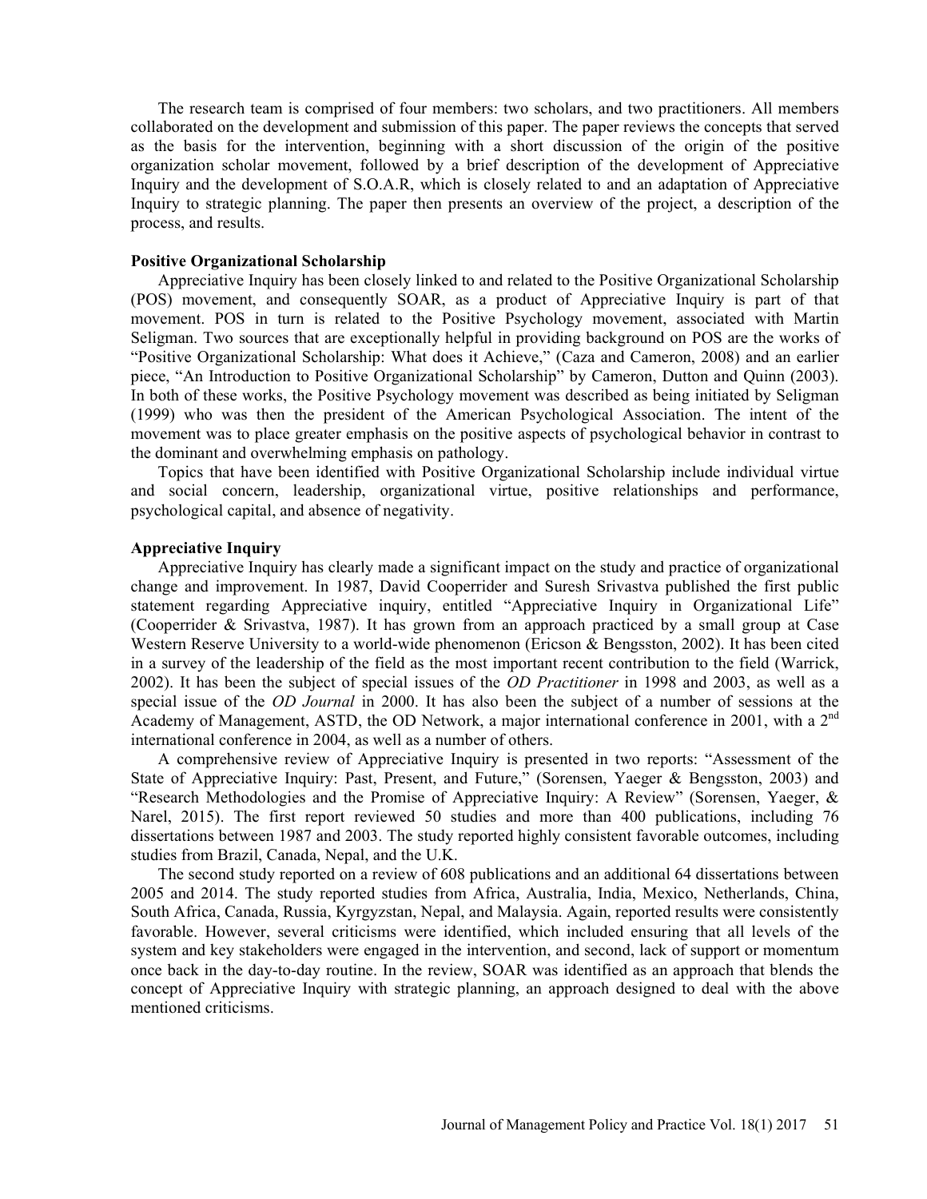The research team is comprised of four members: two scholars, and two practitioners. All members collaborated on the development and submission of this paper. The paper reviews the concepts that served as the basis for the intervention, beginning with a short discussion of the origin of the positive organization scholar movement, followed by a brief description of the development of Appreciative Inquiry and the development of S.O.A.R, which is closely related to and an adaptation of Appreciative Inquiry to strategic planning. The paper then presents an overview of the project, a description of the process, and results.

## Positive Organizational Scholarship

Appreciative Inquiry has been closely linked to and related to the Positive Organizational Scholarship (POS) movement, and consequently SOAR, as a product of Appreciative Inquiry is part of that movement. POS in turn is related to the Positive Psychology movement, associated with Martin Seligman. Two sources that are exceptionally helpful in providing background on POS are the works of "Positive Organizational Scholarship: What does it Achieve," (Caza and Cameron, 2008) and an earlier piece, "An Introduction to Positive Organizational Scholarship" by Cameron, Dutton and Quinn (2003). In both of these works, the Positive Psychology movement was described as being initiated by Seligman (1999) who was then the president of the American Psychological Association. The intent of the movement was to place greater emphasis on the positive aspects of psychological behavior in contrast to the dominant and overwhelming emphasis on pathology.

Topics that have been identified with Positive Organizational Scholarship include individual virtue and social concern, leadership, organizational virtue, positive relationships and performance, psychological capital, and absence of negativity.

## Appreciative Inquiry

Appreciative Inquiry has clearly made a significant impact on the study and practice of organizational change and improvement. In 1987, David Cooperrider and Suresh Srivastva published the first public statement regarding Appreciative inquiry, entitled "Appreciative Inquiry in Organizational Life" (Cooperrider & Srivastva, 1987). It has grown from an approach practiced by a small group at Case Western Reserve University to a world-wide phenomenon (Ericson & Bengsston, 2002). It has been cited in a survey of the leadership of the field as the most important recent contribution to the field (Warrick, 2002). It has been the subject of special issues of the *OD Practitioner* in 1998 and 2003, as well as a special issue of the *OD Journal* in 2000. It has also been the subject of a number of sessions at the Academy of Management, ASTD, the OD Network, a major international conference in 2001, with a 2nd international conference in 2004, as well as a number of others.

A comprehensive review of Appreciative Inquiry is presented in two reports: "Assessment of the State of Appreciative Inquiry: Past, Present, and Future," (Sorensen, Yaeger & Bengsston, 2003) and "Research Methodologies and the Promise of Appreciative Inquiry: A Review" (Sorensen, Yaeger, & Narel, 2015). The first report reviewed 50 studies and more than 400 publications, including 76 dissertations between 1987 and 2003. The study reported highly consistent favorable outcomes, including studies from Brazil, Canada, Nepal, and the U.K.

The second study reported on a review of 608 publications and an additional 64 dissertations between 2005 and 2014. The study reported studies from Africa, Australia, India, Mexico, Netherlands, China, South Africa, Canada, Russia, Kyrgyzstan, Nepal, and Malaysia. Again, reported results were consistently favorable. However, several criticisms were identified, which included ensuring that all levels of the system and key stakeholders were engaged in the intervention, and second, lack of support or momentum once back in the day-to-day routine. In the review, SOAR was identified as an approach that blends the concept of Appreciative Inquiry with strategic planning, an approach designed to deal with the above mentioned criticisms.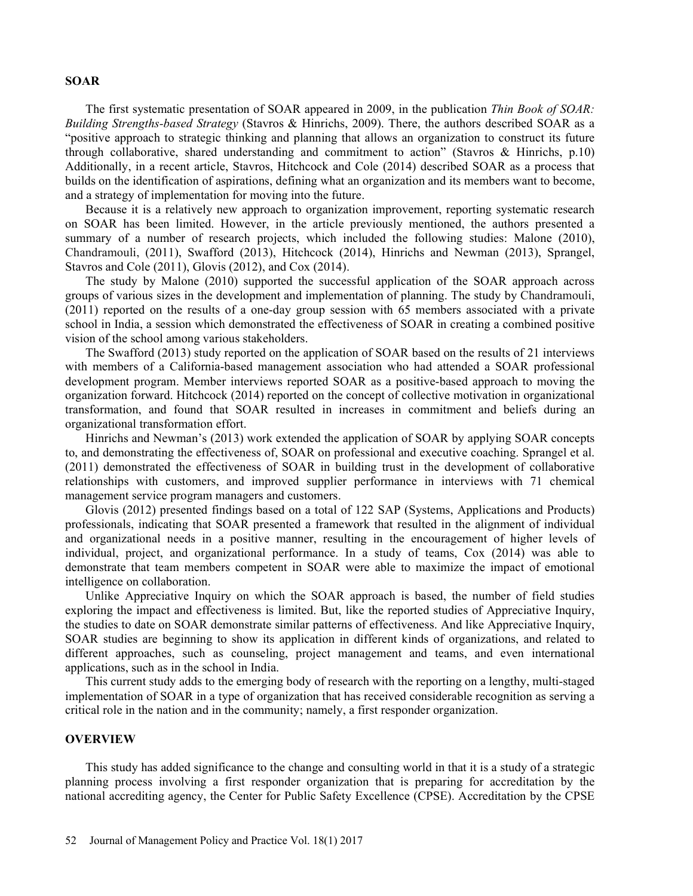## SOAR

The first systematic presentation of SOAR appeared in 2009, in the publication *Thin Book of SOAR: Building Strengths-based Strategy* (Stavros & Hinrichs, 2009). There, the authors described SOAR as a "positive approach to strategic thinking and planning that allows an organization to construct its future through collaborative, shared understanding and commitment to action" (Stavros & Hinrichs, p.10) Additionally, in a recent article, Stavros, Hitchcock and Cole (2014) described SOAR as a process that builds on the identification of aspirations, defining what an organization and its members want to become, and a strategy of implementation for moving into the future.

Because it is a relatively new approach to organization improvement, reporting systematic research on SOAR has been limited. However, in the article previously mentioned, the authors presented a summary of a number of research projects, which included the following studies: Malone (2010), Chandramouli, (2011), Swafford (2013), Hitchcock (2014), Hinrichs and Newman (2013), Sprangel, Stavros and Cole (2011), Glovis (2012), and Cox (2014).

The study by Malone (2010) supported the successful application of the SOAR approach across groups of various sizes in the development and implementation of planning. The study by Chandramouli, (2011) reported on the results of a one-day group session with 65 members associated with a private school in India, a session which demonstrated the effectiveness of SOAR in creating a combined positive vision of the school among various stakeholders.

The Swafford (2013) study reported on the application of SOAR based on the results of 21 interviews with members of a California-based management association who had attended a SOAR professional development program. Member interviews reported SOAR as a positive-based approach to moving the organization forward. Hitchcock (2014) reported on the concept of collective motivation in organizational transformation, and found that SOAR resulted in increases in commitment and beliefs during an organizational transformation effort.

Hinrichs and Newman's (2013) work extended the application of SOAR by applying SOAR concepts to, and demonstrating the effectiveness of, SOAR on professional and executive coaching. Sprangel et al. (2011) demonstrated the effectiveness of SOAR in building trust in the development of collaborative relationships with customers, and improved supplier performance in interviews with 71 chemical management service program managers and customers.

Glovis (2012) presented findings based on a total of 122 SAP (Systems, Applications and Products) professionals, indicating that SOAR presented a framework that resulted in the alignment of individual and organizational needs in a positive manner, resulting in the encouragement of higher levels of individual, project, and organizational performance. In a study of teams, Cox (2014) was able to demonstrate that team members competent in SOAR were able to maximize the impact of emotional intelligence on collaboration.

Unlike Appreciative Inquiry on which the SOAR approach is based, the number of field studies exploring the impact and effectiveness is limited. But, like the reported studies of Appreciative Inquiry, the studies to date on SOAR demonstrate similar patterns of effectiveness. And like Appreciative Inquiry, SOAR studies are beginning to show its application in different kinds of organizations, and related to different approaches, such as counseling, project management and teams, and even international applications, such as in the school in India.

This current study adds to the emerging body of research with the reporting on a lengthy, multi-staged implementation of SOAR in a type of organization that has received considerable recognition as serving a critical role in the nation and in the community; namely, a first responder organization.

## OVERVIEW

This study has added significance to the change and consulting world in that it is a study of a strategic planning process involving a first responder organization that is preparing for accreditation by the national accrediting agency, the Center for Public Safety Excellence (CPSE). Accreditation by the CPSE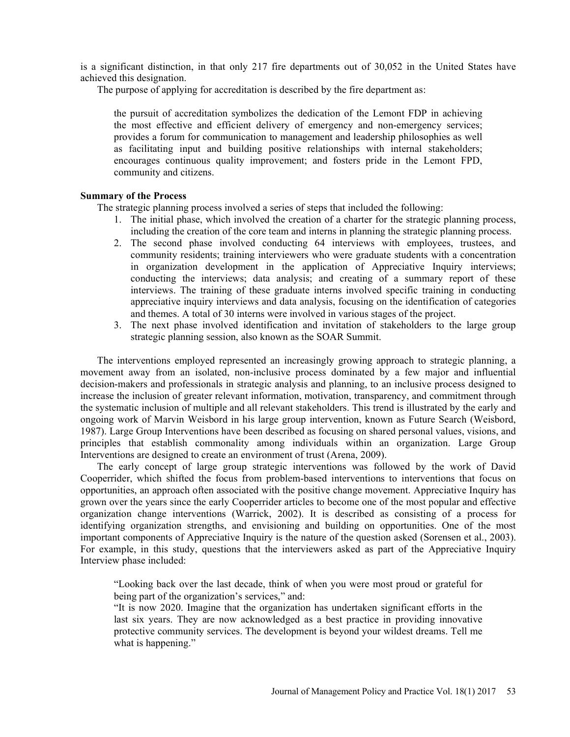is a significant distinction, in that only 217 fire departments out of 30,052 in the United States have achieved this designation.

The purpose of applying for accreditation is described by the fire department as:

> the pursuit of accreditation symbolizes the dedication of the Lemont FDP in achieving the most effective and efficient delivery of emergency and non-emergency services; provides a forum for communication to management and leadership philosophies as well as facilitating input and building positive relationships with internal stakeholders; encourages continuous quality improvement; and fosters pride in the Lemont FPD, community and citizens.

**Summary of the Process**

The strategic planning process involved a series of steps that included the following:

1. The initial phase, which involved the creation of a charter for the strategic planning process, including the creation of the core team and interns in planning the strategic planning process.
2. The second phase involved conducting 64 interviews with employees, trustees, and community residents; training interviewers who were graduate students with a concentration in organization development in the application of Appreciative Inquiry interviews; conducting the interviews; data analysis; and creating of a summary report of these interviews. The training of these graduate interns involved specific training in conducting appreciative inquiry interviews and data analysis, focusing on the identification of categories and themes. A total of 30 interns were involved in various stages of the project.
3. The next phase involved identification and invitation of stakeholders to the large group strategic planning session, also known as the SOAR Summit.

The interventions employed represented an increasingly growing approach to strategic planning, a movement away from an isolated, non-inclusive process dominated by a few major and influential decision-makers and professionals in strategic analysis and planning, to an inclusive process designed to increase the inclusion of greater relevant information, motivation, transparency, and commitment through the systematic inclusion of multiple and all relevant stakeholders. This trend is illustrated by the early and ongoing work of Marvin Weisbord in his large group intervention, known as Future Search (Weisbord, 1987). Large Group Interventions have been described as focusing on shared personal values, visions, and principles that establish commonality among individuals within an organization. Large Group Interventions are designed to create an environment of trust (Arena, 2009).

The early concept of large group strategic interventions was followed by the work of David Cooperrider, which shifted the focus from problem-based interventions to interventions that focus on opportunities, an approach often associated with the positive change movement. Appreciative Inquiry has grown over the years since the early Cooperrider articles to become one of the most popular and effective organization change interventions (Warrick, 2002). It is described as consisting of a process for identifying organization strengths, and envisioning and building on opportunities. One of the most important components of Appreciative Inquiry is the nature of the question asked (Sorensen et al., 2003). For example, in this study, questions that the interviewers asked as part of the Appreciative Inquiry Interview phase included:

> "Looking back over the last decade, think of when you were most proud or grateful for being part of the organization's services," and:
>
> "It is now 2020. Imagine that the organization has undertaken significant efforts in the last six years. They are now acknowledged as a best practice in providing innovative protective community services. The development is beyond your wildest dreams. Tell me what is happening."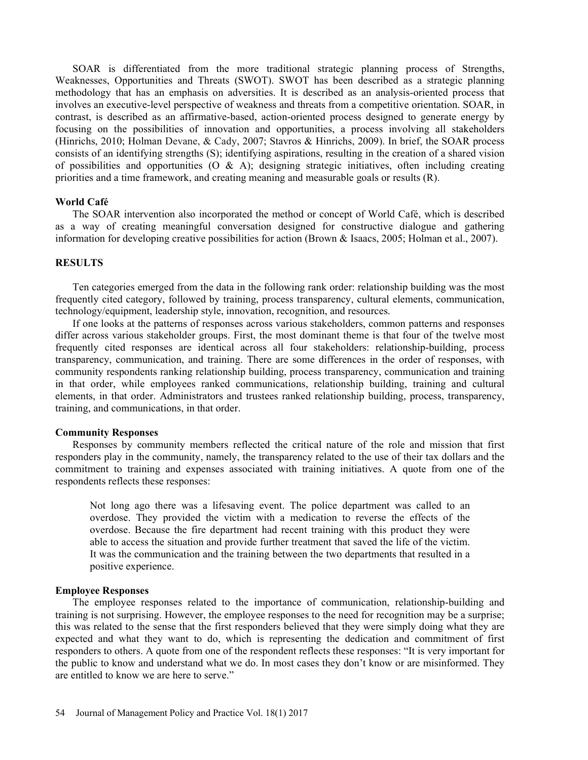SOAR is differentiated from the more traditional strategic planning process of Strengths, Weaknesses, Opportunities and Threats (SWOT). SWOT has been described as a strategic planning methodology that has an emphasis on adversities. It is described as an analysis-oriented process that involves an executive-level perspective of weakness and threats from a competitive orientation. SOAR, in contrast, is described as an affirmative-based, action-oriented process designed to generate energy by focusing on the possibilities of innovation and opportunities, a process involving all stakeholders (Hinrichs, 2010; Holman Devane, & Cady, 2007; Stavros & Hinrichs, 2009). In brief, the SOAR process consists of an identifying strengths (S); identifying aspirations, resulting in the creation of a shared vision of possibilities and opportunities (O & A); designing strategic initiatives, often including creating priorities and a time framework, and creating meaning and measurable goals or results (R).

### World Café

The SOAR intervention also incorporated the method or concept of World Café, which is described as a way of creating meaningful conversation designed for constructive dialogue and gathering information for developing creative possibilities for action (Brown & Isaacs, 2005; Holman et al., 2007).

## RESULTS

Ten categories emerged from the data in the following rank order: relationship building was the most frequently cited category, followed by training, process transparency, cultural elements, communication, technology/equipment, leadership style, innovation, recognition, and resources.

If one looks at the patterns of responses across various stakeholders, common patterns and responses differ across various stakeholder groups. First, the most dominant theme is that four of the twelve most frequently cited responses are identical across all four stakeholders: relationship-building, process transparency, communication, and training. There are some differences in the order of responses, with community respondents ranking relationship building, process transparency, communication and training in that order, while employees ranked communications, relationship building, training and cultural elements, in that order. Administrators and trustees ranked relationship building, process, transparency, training, and communications, in that order.

### Community Responses

Responses by community members reflected the critical nature of the role and mission that first responders play in the community, namely, the transparency related to the use of their tax dollars and the commitment to training and expenses associated with training initiatives. A quote from one of the respondents reflects these responses:

> Not long ago there was a lifesaving event. The police department was called to an overdose. They provided the victim with a medication to reverse the effects of the overdose. Because the fire department had recent training with this product they were able to access the situation and provide further treatment that saved the life of the victim. It was the communication and the training between the two departments that resulted in a positive experience.

### Employee Responses

The employee responses related to the importance of communication, relationship-building and training is not surprising. However, the employee responses to the need for recognition may be a surprise; this was related to the sense that the first responders believed that they were simply doing what they are expected and what they want to do, which is representing the dedication and commitment of first responders to others. A quote from one of the respondent reflects these responses: "It is very important for the public to know and understand what we do. In most cases they don't know or are misinformed. They are entitled to know we are here to serve."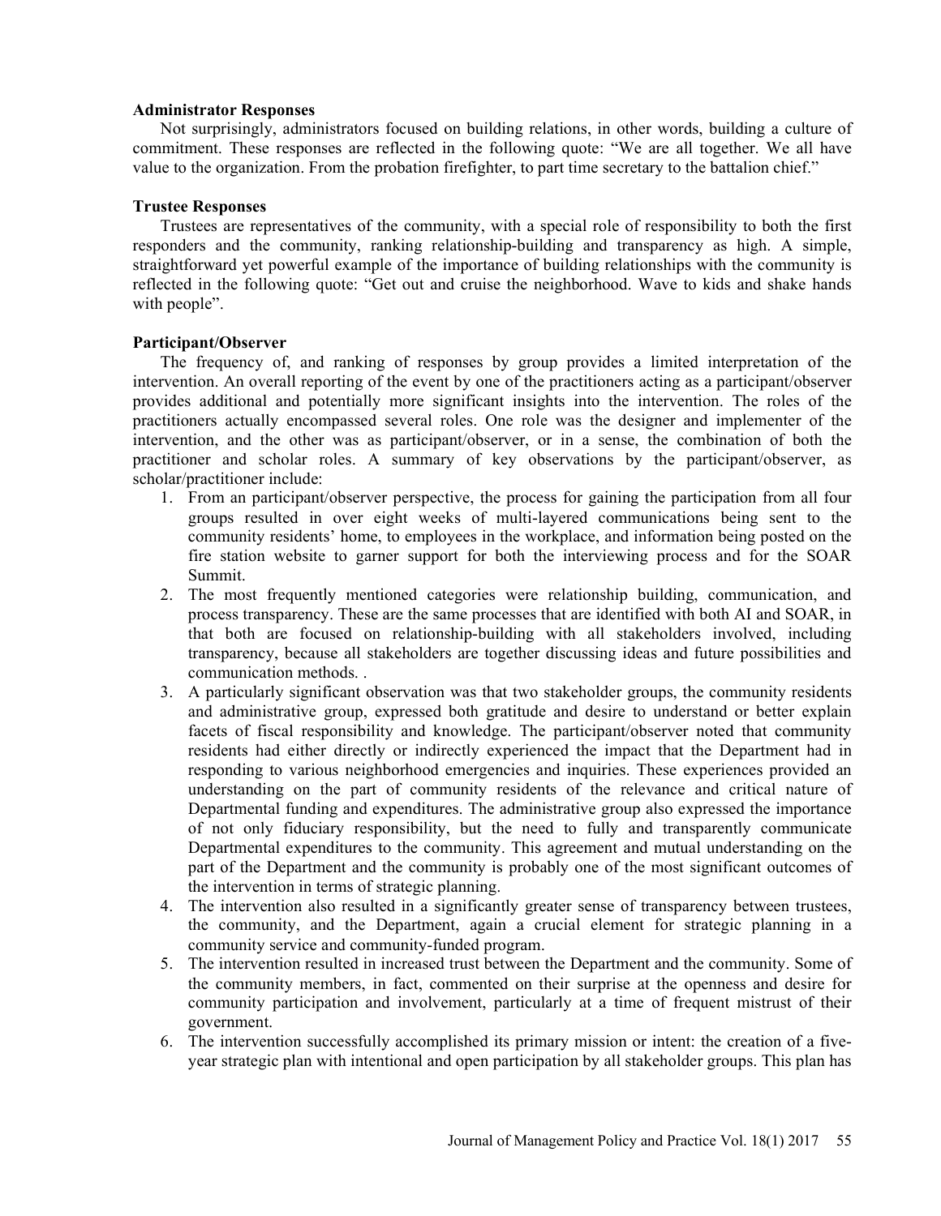**Administrator Responses**

Not surprisingly, administrators focused on building relations, in other words, building a culture of commitment. These responses are reflected in the following quote: "We are all together. We all have value to the organization. From the probation firefighter, to part time secretary to the battalion chief."

**Trustee Responses**

Trustees are representatives of the community, with a special role of responsibility to both the first responders and the community, ranking relationship-building and transparency as high. A simple, straightforward yet powerful example of the importance of building relationships with the community is reflected in the following quote: "Get out and cruise the neighborhood. Wave to kids and shake hands with people".

**Participant/Observer**

The frequency of, and ranking of responses by group provides a limited interpretation of the intervention. An overall reporting of the event by one of the practitioners acting as a participant/observer provides additional and potentially more significant insights into the intervention. The roles of the practitioners actually encompassed several roles. One role was the designer and implementer of the intervention, and the other was as participant/observer, or in a sense, the combination of both the practitioner and scholar roles. A summary of key observations by the participant/observer, as scholar/practitioner include:

1. From an participant/observer perspective, the process for gaining the participation from all four groups resulted in over eight weeks of multi-layered communications being sent to the community residents' home, to employees in the workplace, and information being posted on the fire station website to garner support for both the interviewing process and for the SOAR Summit.
2. The most frequently mentioned categories were relationship building, communication, and process transparency. These are the same processes that are identified with both AI and SOAR, in that both are focused on relationship-building with all stakeholders involved, including transparency, because all stakeholders are together discussing ideas and future possibilities and communication methods. .
3. A particularly significant observation was that two stakeholder groups, the community residents and administrative group, expressed both gratitude and desire to understand or better explain facets of fiscal responsibility and knowledge. The participant/observer noted that community residents had either directly or indirectly experienced the impact that the Department had in responding to various neighborhood emergencies and inquiries. These experiences provided an understanding on the part of community residents of the relevance and critical nature of Departmental funding and expenditures. The administrative group also expressed the importance of not only fiduciary responsibility, but the need to fully and transparently communicate Departmental expenditures to the community. This agreement and mutual understanding on the part of the Department and the community is probably one of the most significant outcomes of the intervention in terms of strategic planning.
4. The intervention also resulted in a significantly greater sense of transparency between trustees, the community, and the Department, again a crucial element for strategic planning in a community service and community-funded program.
5. The intervention resulted in increased trust between the Department and the community. Some of the community members, in fact, commented on their surprise at the openness and desire for community participation and involvement, particularly at a time of frequent mistrust of their government.
6. The intervention successfully accomplished its primary mission or intent: the creation of a five-year strategic plan with intentional and open participation by all stakeholder groups. This plan has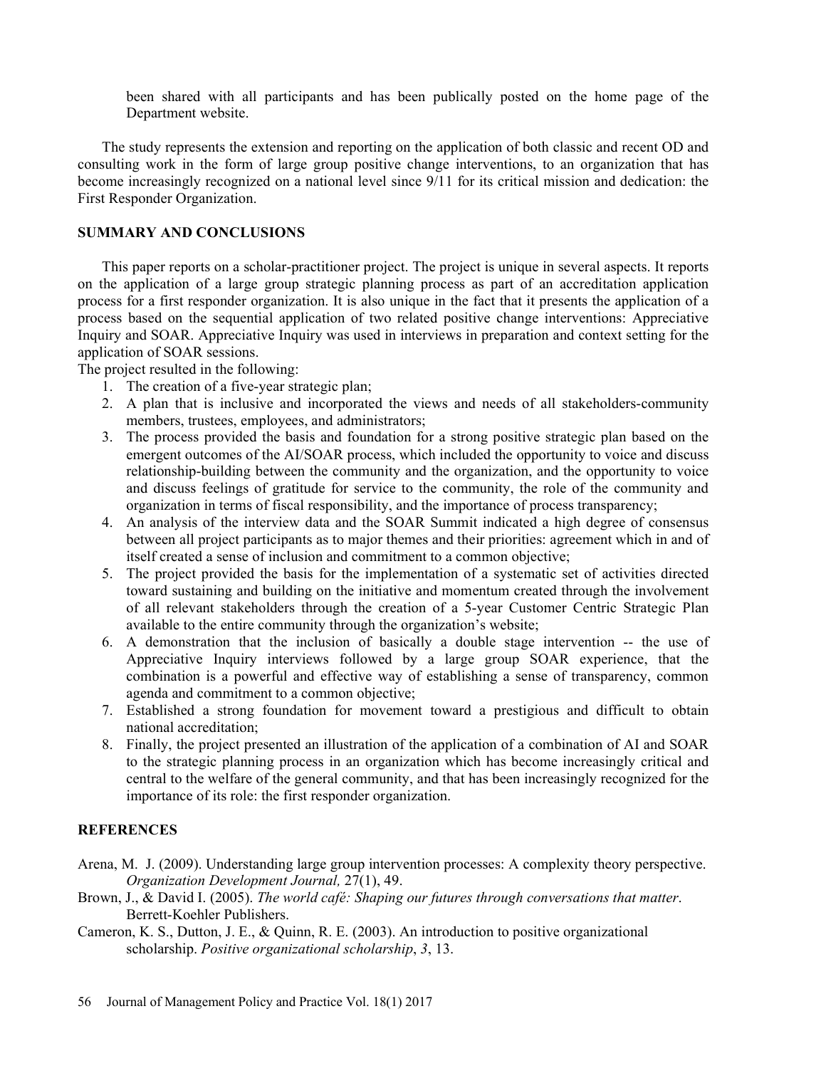been shared with all participants and has been publically posted on the home page of the Department website.

The study represents the extension and reporting on the application of both classic and recent OD and consulting work in the form of large group positive change interventions, to an organization that has become increasingly recognized on a national level since 9/11 for its critical mission and dedication: the First Responder Organization.

## SUMMARY AND CONCLUSIONS

This paper reports on a scholar-practitioner project. The project is unique in several aspects. It reports on the application of a large group strategic planning process as part of an accreditation application process for a first responder organization. It is also unique in the fact that it presents the application of a process based on the sequential application of two related positive change interventions: Appreciative Inquiry and SOAR. Appreciative Inquiry was used in interviews in preparation and context setting for the application of SOAR sessions.

The project resulted in the following:

1. The creation of a five-year strategic plan;
2. A plan that is inclusive and incorporated the views and needs of all stakeholders-community members, trustees, employees, and administrators;
3. The process provided the basis and foundation for a strong positive strategic plan based on the emergent outcomes of the AI/SOAR process, which included the opportunity to voice and discuss relationship-building between the community and the organization, and the opportunity to voice and discuss feelings of gratitude for service to the community, the role of the community and organization in terms of fiscal responsibility, and the importance of process transparency;
4. An analysis of the interview data and the SOAR Summit indicated a high degree of consensus between all project participants as to major themes and their priorities: agreement which in and of itself created a sense of inclusion and commitment to a common objective;
5. The project provided the basis for the implementation of a systematic set of activities directed toward sustaining and building on the initiative and momentum created through the involvement of all relevant stakeholders through the creation of a 5-year Customer Centric Strategic Plan available to the entire community through the organization's website;
6. A demonstration that the inclusion of basically a double stage intervention -- the use of Appreciative Inquiry interviews followed by a large group SOAR experience, that the combination is a powerful and effective way of establishing a sense of transparency, common agenda and commitment to a common objective;
7. Established a strong foundation for movement toward a prestigious and difficult to obtain national accreditation;
8. Finally, the project presented an illustration of the application of a combination of AI and SOAR to the strategic planning process in an organization which has become increasingly critical and central to the welfare of the general community, and that has been increasingly recognized for the importance of its role: the first responder organization.

## REFERENCES

Arena, M. J. (2009). Understanding large group intervention processes: A complexity theory perspective. *Organization Development Journal,* 27(1), 49.

Brown, J., & David I. (2005). *The world café: Shaping our futures through conversations that matter*. Berrett-Koehler Publishers.

Cameron, K. S., Dutton, J. E., & Quinn, R. E. (2003). An introduction to positive organizational scholarship. *Positive organizational scholarship*, *3*, 13.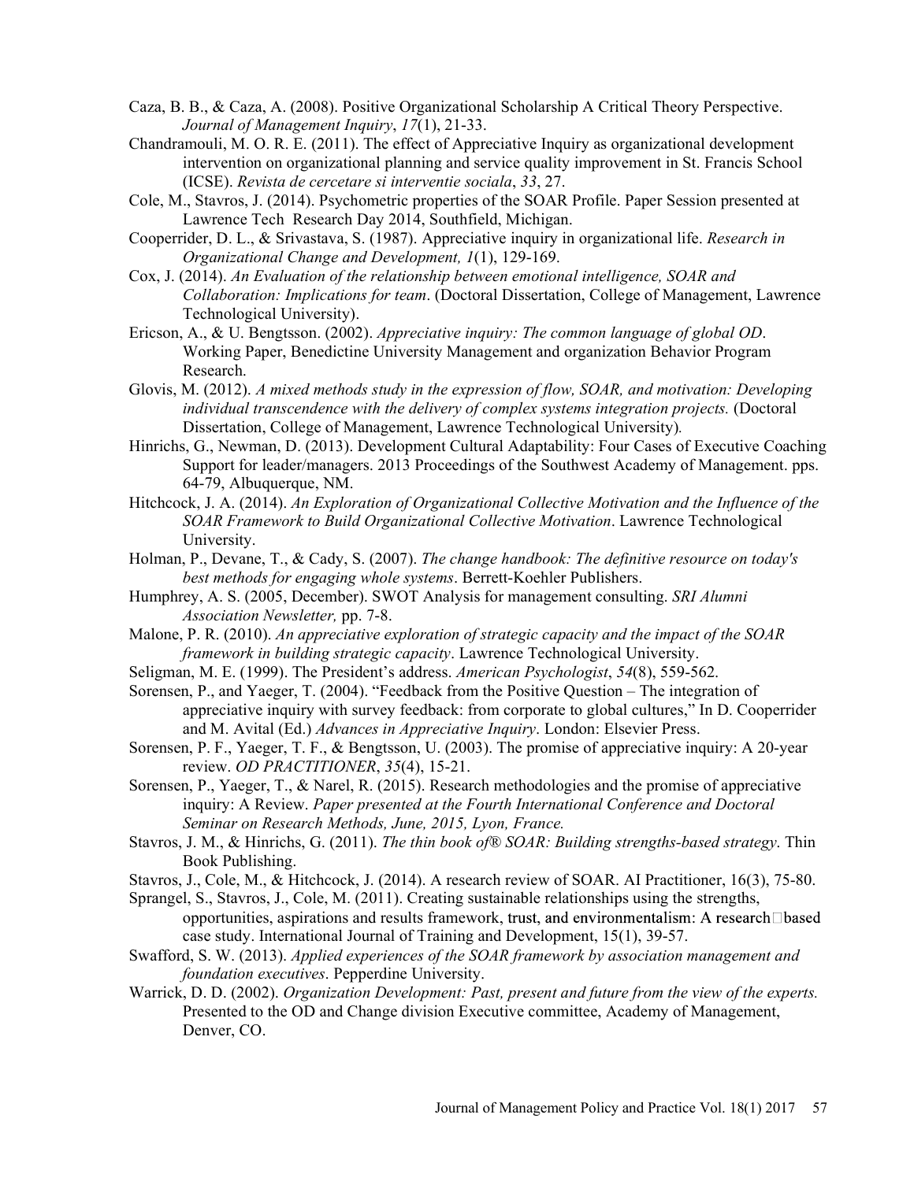Caza, B. B., & Caza, A. (2008). Positive Organizational Scholarship A Critical Theory Perspective. *Journal of Management Inquiry*, *17*(1), 21-33.

Chandramouli, M. O. R. E. (2011). The effect of Appreciative Inquiry as organizational development intervention on organizational planning and service quality improvement in St. Francis School (ICSE). *Revista de cercetare si interventie sociala*, *33*, 27.

Cole, M., Stavros, J. (2014). Psychometric properties of the SOAR Profile. Paper Session presented at Lawrence Tech Research Day 2014, Southfield, Michigan.

Cooperrider, D. L., & Srivastava, S. (1987). Appreciative inquiry in organizational life. *Research in Organizational Change and Development, 1*(1), 129-169.

Cox, J. (2014). *An Evaluation of the relationship between emotional intelligence, SOAR and Collaboration: Implications for team*. (Doctoral Dissertation, College of Management, Lawrence Technological University).

Ericson, A., & U. Bengtsson. (2002). *Appreciative inquiry: The common language of global OD*. Working Paper, Benedictine University Management and organization Behavior Program Research.

Glovis, M. (2012). *A mixed methods study in the expression of flow, SOAR, and motivation: Developing individual transcendence with the delivery of complex systems integration projects.* (Doctoral Dissertation, College of Management, Lawrence Technological University).

Hinrichs, G., Newman, D. (2013). Development Cultural Adaptability: Four Cases of Executive Coaching Support for leader/managers. 2013 Proceedings of the Southwest Academy of Management. pps. 64-79, Albuquerque, NM.

Hitchcock, J. A. (2014). *An Exploration of Organizational Collective Motivation and the Influence of the SOAR Framework to Build Organizational Collective Motivation*. Lawrence Technological University.

Holman, P., Devane, T., & Cady, S. (2007). *The change handbook: The definitive resource on today's best methods for engaging whole systems*. Berrett-Koehler Publishers.

Humphrey, A. S. (2005, December). SWOT Analysis for management consulting. *SRI Alumni Association Newsletter,* pp. 7-8.

Malone, P. R. (2010). *An appreciative exploration of strategic capacity and the impact of the SOAR framework in building strategic capacity*. Lawrence Technological University.

Seligman, M. E. (1999). The President's address. *American Psychologist*, *54*(8), 559-562.

Sorensen, P., and Yaeger, T. (2004). "Feedback from the Positive Question – The integration of appreciative inquiry with survey feedback: from corporate to global cultures," In D. Cooperrider and M. Avital (Ed.) *Advances in Appreciative Inquiry*. London: Elsevier Press.

Sorensen, P. F., Yaeger, T. F., & Bengtsson, U. (2003). The promise of appreciative inquiry: A 20-year review. *OD PRACTITIONER*, *35*(4), 15-21.

Sorensen, P., Yaeger, T., & Narel, R. (2015). Research methodologies and the promise of appreciative inquiry: A Review. *Paper presented at the Fourth International Conference and Doctoral Seminar on Research Methods, June, 2015, Lyon, France.*

Stavros, J. M., & Hinrichs, G. (2011). *The thin book of® SOAR: Building strengths-based strategy*. Thin Book Publishing.

Stavros, J., Cole, M., & Hitchcock, J. (2014). A research review of SOAR. AI Practitioner, 16(3), 75-80.

Sprangel, S., Stavros, J., Cole, M. (2011). Creating sustainable relationships using the strengths, opportunities, aspirations and results framework, trust, and environmentalism: A research□based case study. International Journal of Training and Development, 15(1), 39-57.

Swafford, S. W. (2013). *Applied experiences of the SOAR framework by association management and foundation executives*. Pepperdine University.

Warrick, D. D. (2002). *Organization Development: Past, present and future from the view of the experts.* Presented to the OD and Change division Executive committee, Academy of Management, Denver, CO.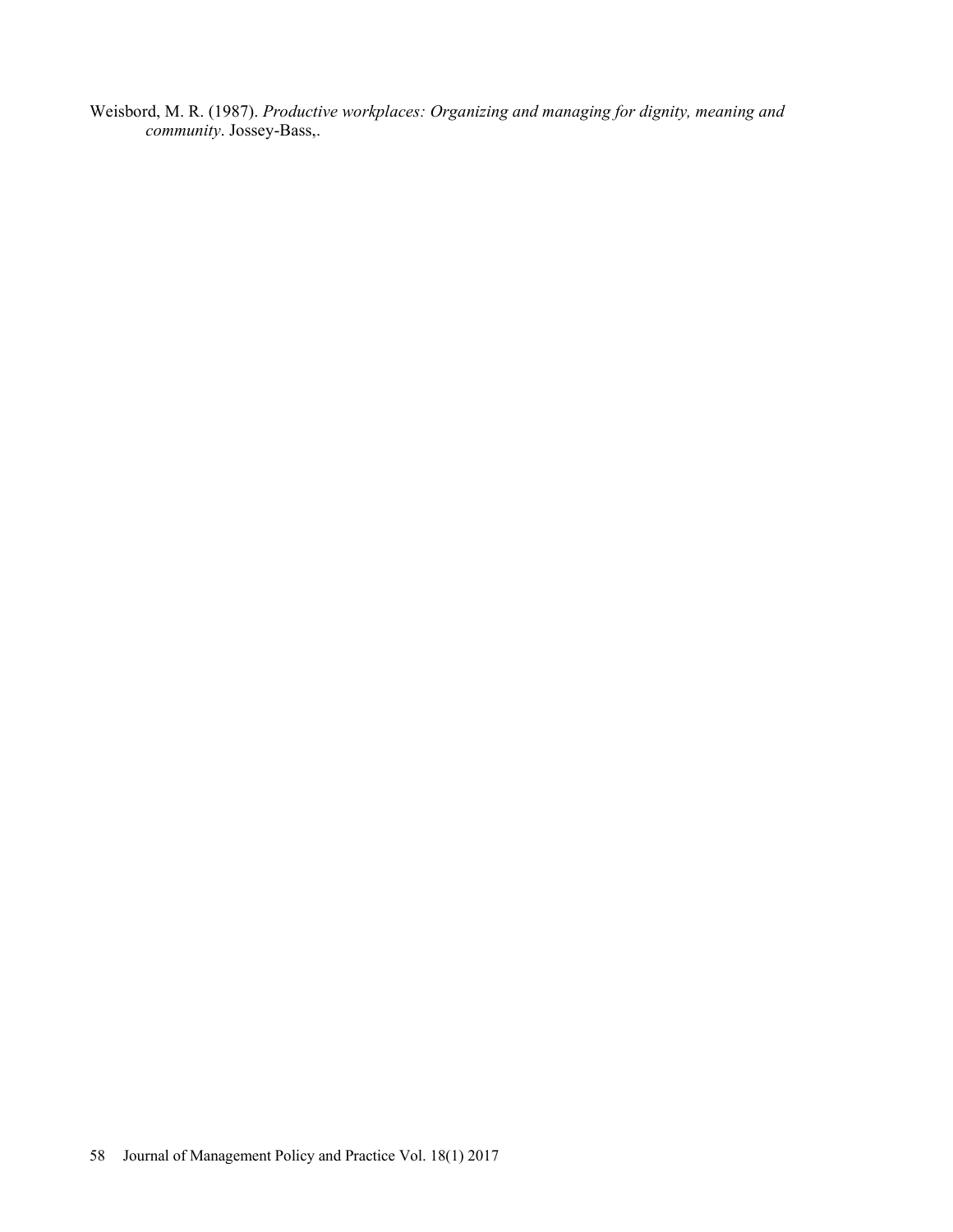Weisbord, M. R. (1987). *Productive workplaces: Organizing and managing for dignity, meaning and community*. Jossey-Bass,.